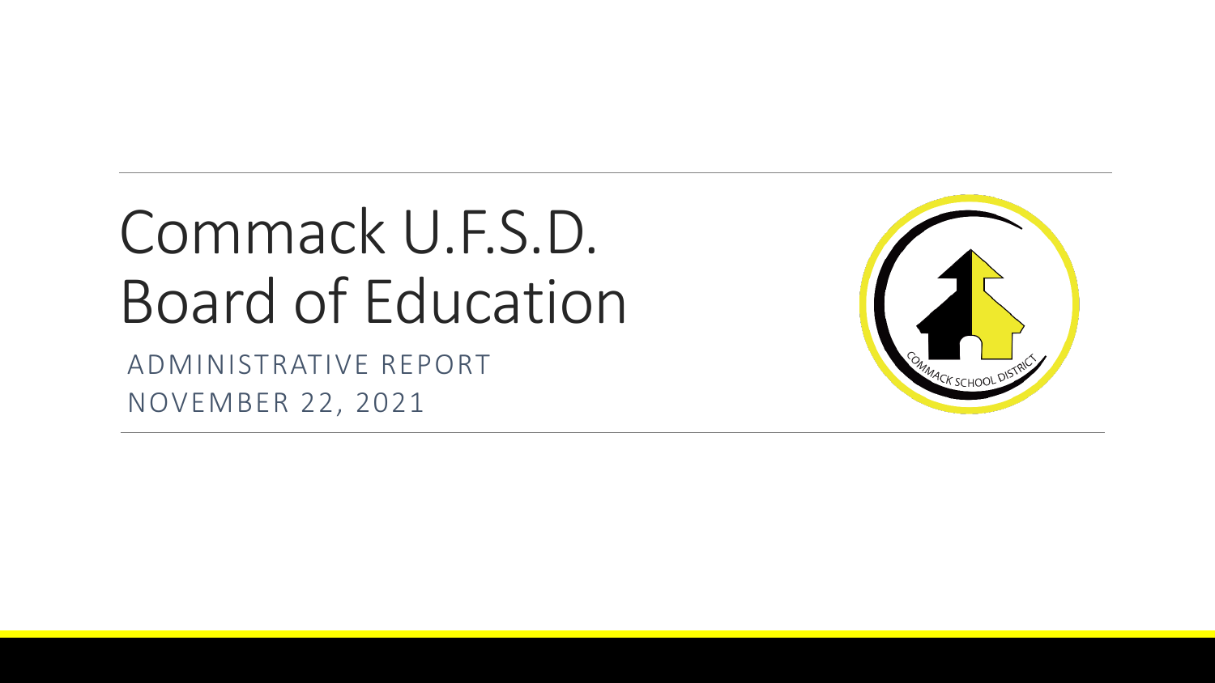# Commack U.F.S.D.
# Board of Education

ADMINISTRATIVE REPORT

NOVEMBER 22, 2021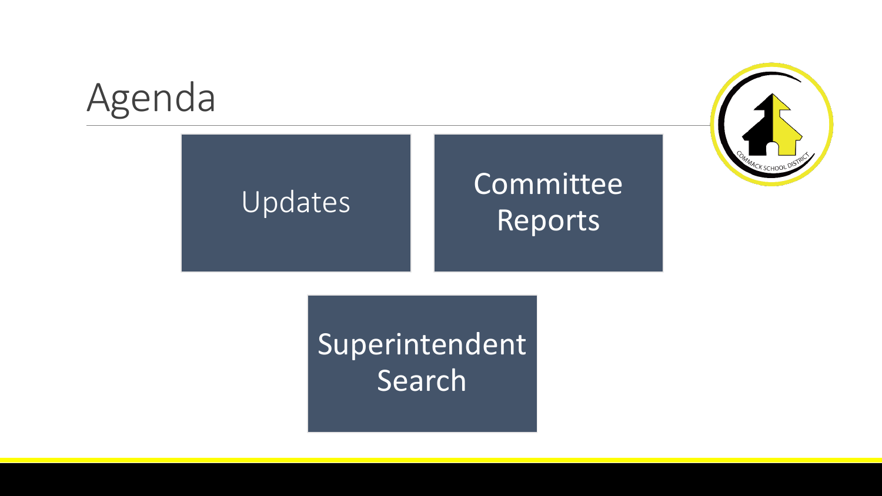# Agenda

- Updates
- Committee Reports
- Superintendent Search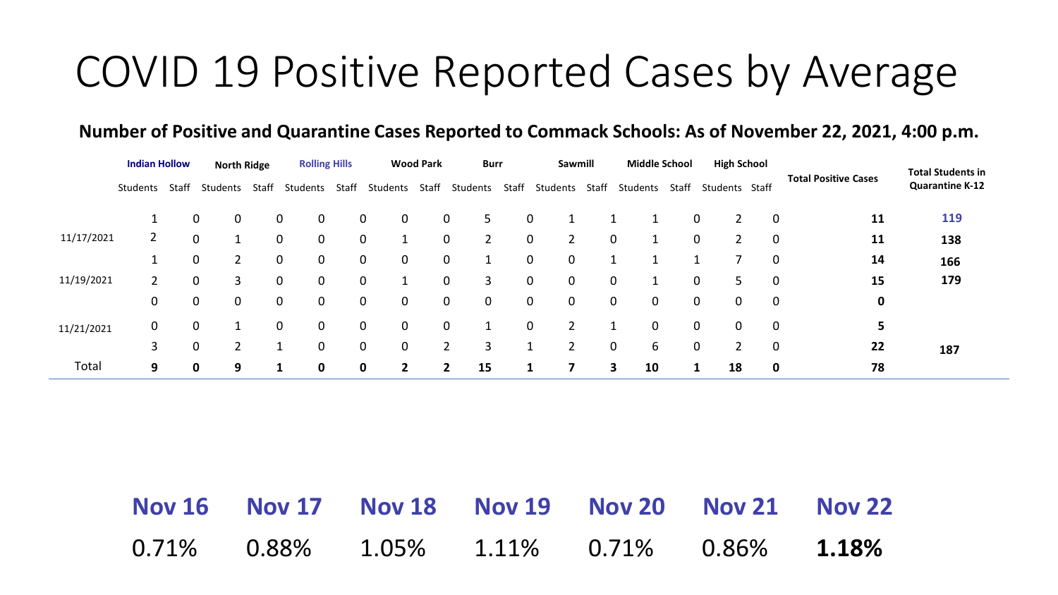# COVID 19 Positive Reported Cases by Average

**Number of Positive and Quarantine Cases Reported to Commack Schools: As of November 22, 2021, 4:00 p.m.**

| | Indian Hollow | | North Ridge | | Rolling Hills | | Wood Park | | Burr | | Sawmill | | Middle School | | High School | | Total Positive Cases | Total Students in Quarantine K-12 |
|---|---|---|---|---|---|---|---|---|---|---|---|---|---|---|---|---|---|---|
| | Students | Staff | Students | Staff | Students | Staff | Students | Staff | Students | Staff | Students | Staff | Students | Staff | Students | Staff | | |
| | 1 | 0 | 0 | 0 | 0 | 0 | 0 | 0 | 5 | 0 | 1 | 1 | 1 | 0 | 2 | 0 | **11** | **119** |
| 11/17/2021 | 2 | 0 | 1 | 0 | 0 | 0 | 1 | 0 | 2 | 0 | 2 | 0 | 1 | 0 | 2 | 0 | **11** | **138** |
| | 1 | 0 | 2 | 0 | 0 | 0 | 0 | 0 | 1 | 0 | 0 | 1 | 1 | 1 | 7 | 0 | **14** | **166** |
| 11/19/2021 | 2 | 0 | 3 | 0 | 0 | 0 | 1 | 0 | 3 | 0 | 0 | 0 | 1 | 0 | 5 | 0 | **15** | **179** |
| | 0 | 0 | 0 | 0 | 0 | 0 | 0 | 0 | 0 | 0 | 0 | 0 | 0 | 0 | 0 | 0 | **0** | |
| 11/21/2021 | 0 | 0 | 1 | 0 | 0 | 0 | 0 | 0 | 1 | 0 | 2 | 1 | 0 | 0 | 0 | 0 | **5** | |
| | 3 | 0 | 2 | 1 | 0 | 0 | 0 | 2 | 3 | 1 | 2 | 0 | 6 | 0 | 2 | 0 | **22** | **187** |
| Total | **9** | **0** | **9** | **1** | **0** | **0** | **2** | **2** | **15** | **1** | **7** | **3** | **10** | **1** | **18** | **0** | **78** | |

| **Nov 16** | **Nov 17** | **Nov 18** | **Nov 19** | **Nov 20** | **Nov 21** | **Nov 22** |
|---|---|---|---|---|---|---|
| 0.71% | 0.88% | 1.05% | 1.11% | 0.71% | 0.86% | **1.18%** |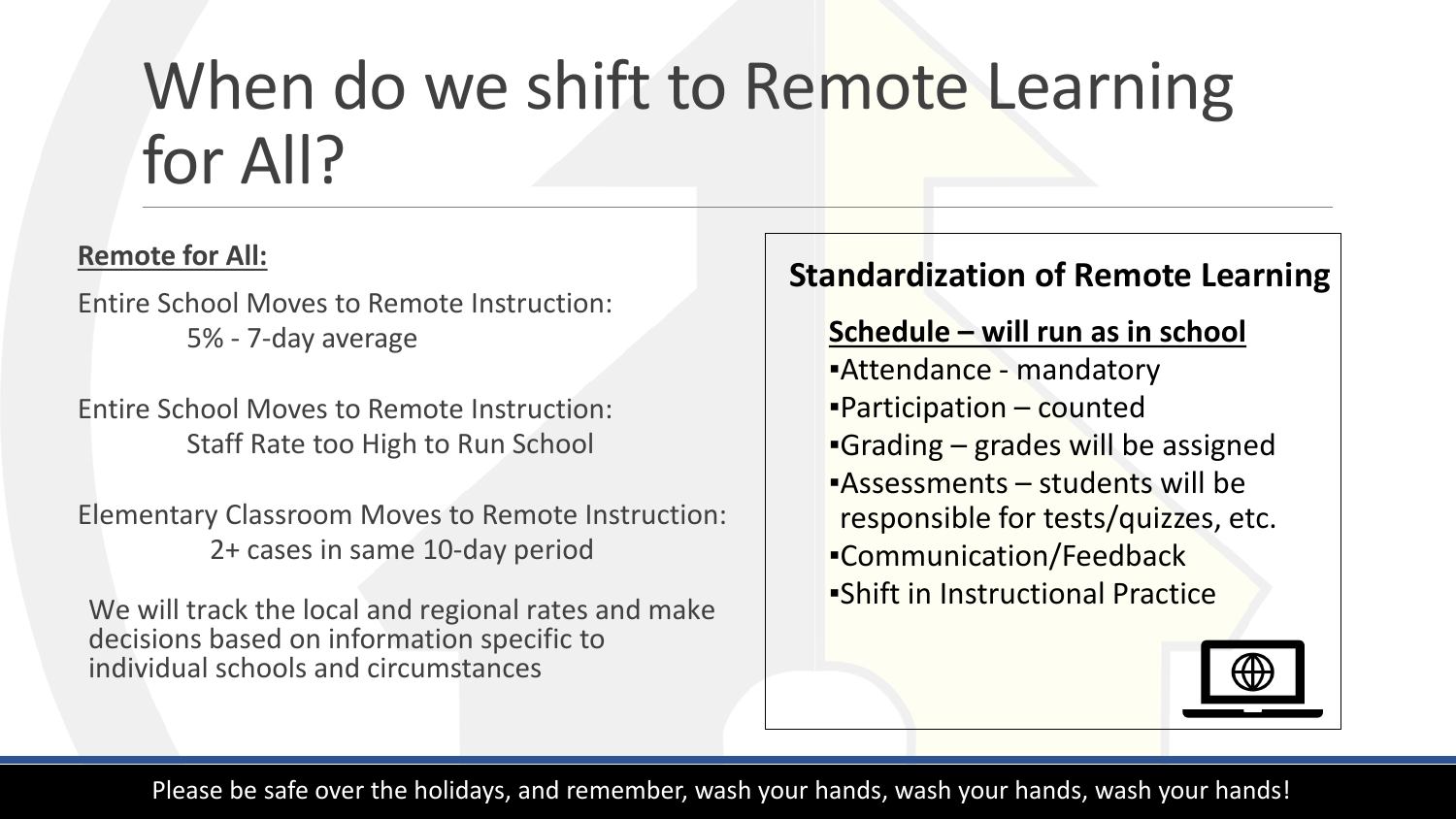# When do we shift to Remote Learning for All?

**Remote for All:**

Entire School Moves to Remote Instruction:
5% - 7-day average

Entire School Moves to Remote Instruction:
Staff Rate too High to Run School

Elementary Classroom Moves to Remote Instruction:
2+ cases in same 10-day period

We will track the local and regional rates and make decisions based on information specific to individual schools and circumstances

## Standardization of Remote Learning

**Schedule – will run as in school**

- Attendance - mandatory
- Participation – counted
- Grading – grades will be assigned
- Assessments – students will be responsible for tests/quizzes, etc.
- Communication/Feedback
- Shift in Instructional Practice

Please be safe over the holidays, and remember, wash your hands, wash your hands, wash your hands!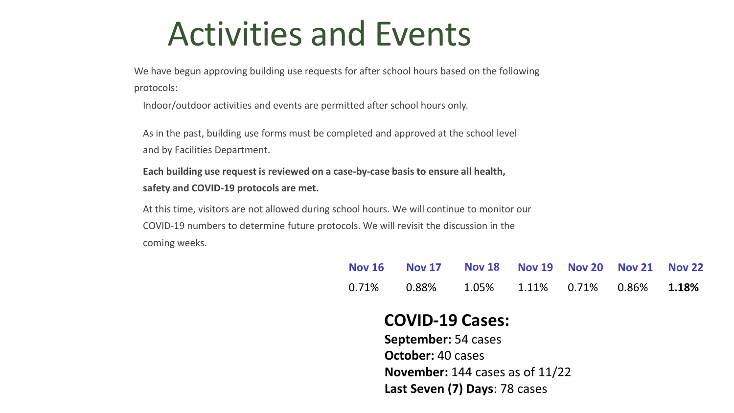# Activities and Events

We have begun approving building use requests for after school hours based on the following protocols:

Indoor/outdoor activities and events are permitted after school hours only.

As in the past, building use forms must be completed and approved at the school level and by Facilities Department.

**Each building use request is reviewed on a case-by-case basis to ensure all health, safety and COVID-19 protocols are met.**

At this time, visitors are not allowed during school hours. We will continue to monitor our COVID-19 numbers to determine future protocols. We will revisit the discussion in the coming weeks.

| Nov 16 | Nov 17 | Nov 18 | Nov 19 | Nov 20 | Nov 21 | Nov 22 |
|---|---|---|---|---|---|---|
| 0.71% | 0.88% | 1.05% | 1.11% | 0.71% | 0.86% | **1.18%** |

## COVID-19 Cases:

**September:** 54 cases
**October:** 40 cases
**November:** 144 cases as of 11/22
**Last Seven (7) Days**: 78 cases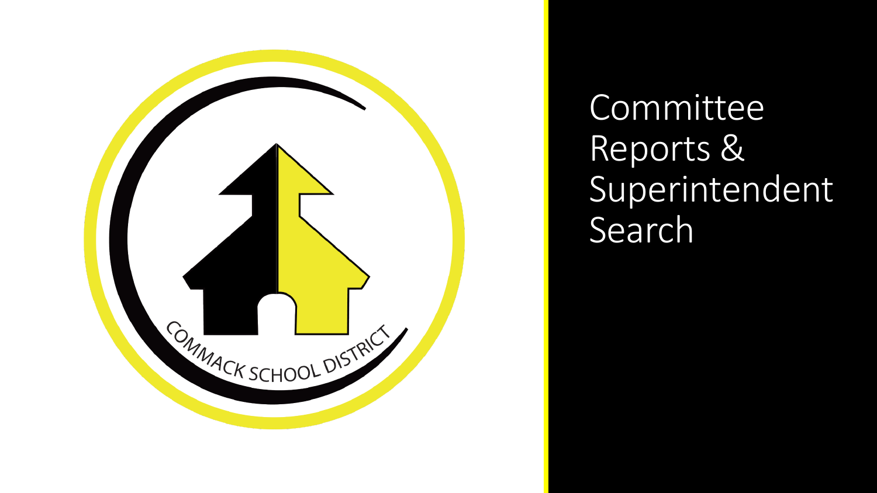# Committee Reports & Superintendent Search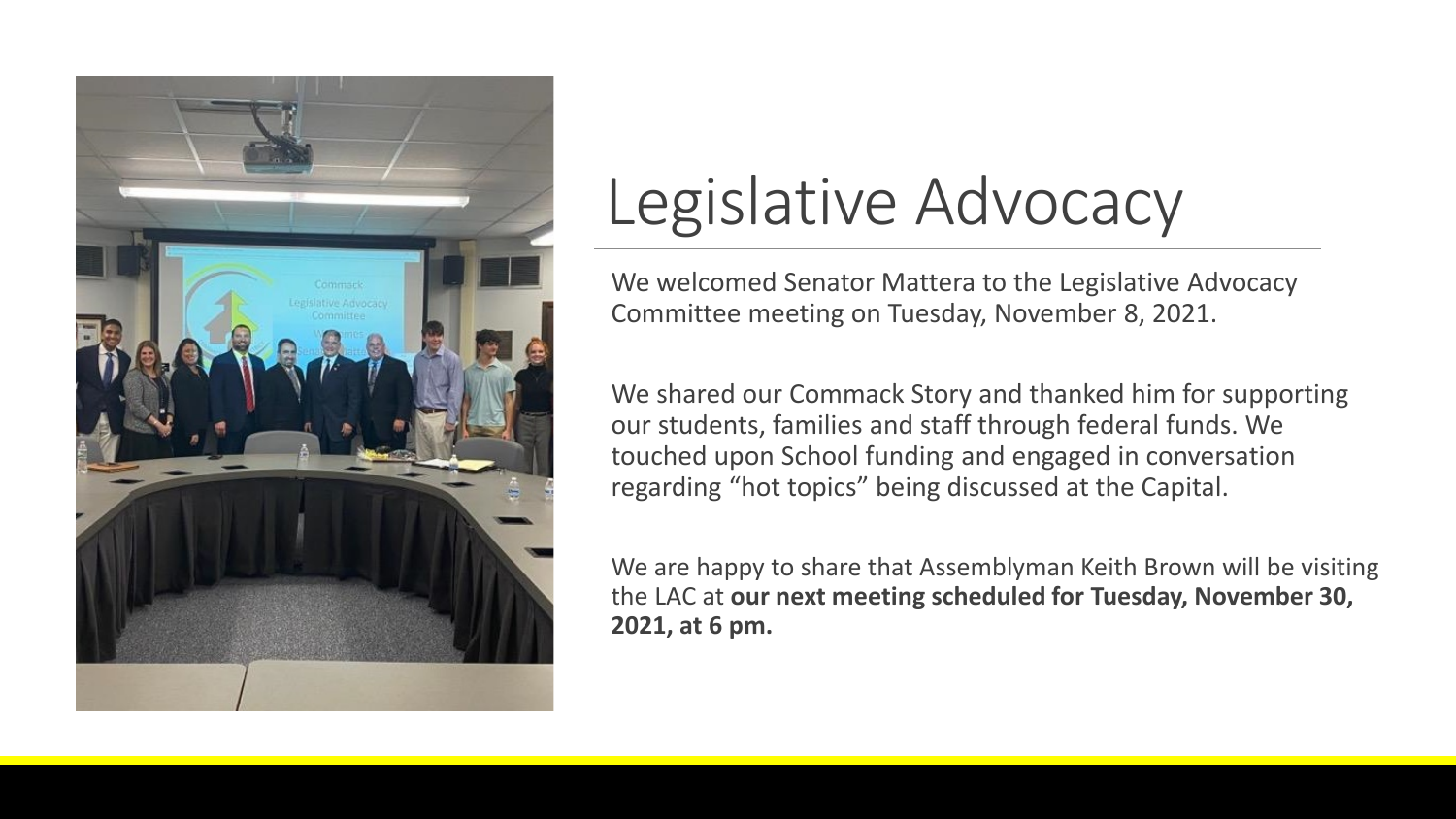# Legislative Advocacy

We welcomed Senator Mattera to the Legislative Advocacy Committee meeting on Tuesday, November 8, 2021.

We shared our Commack Story and thanked him for supporting our students, families and staff through federal funds. We touched upon School funding and engaged in conversation regarding "hot topics" being discussed at the Capital.

We are happy to share that Assemblyman Keith Brown will be visiting the LAC at **our next meeting scheduled for Tuesday, November 30, 2021, at 6 pm.**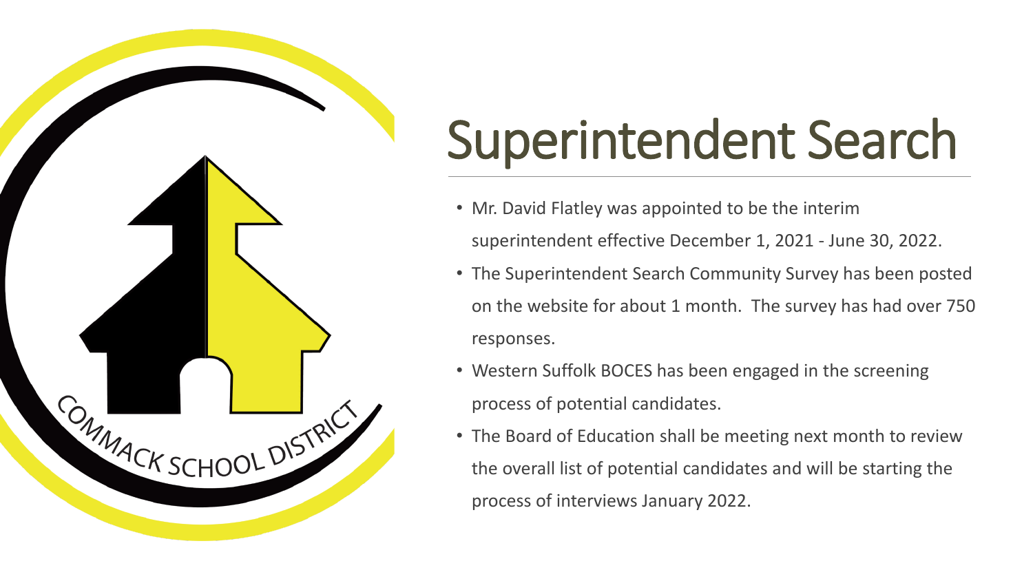COMMACK SCHOOL DISTRICT

# Superintendent Search

- Mr. David Flatley was appointed to be the interim superintendent effective December 1, 2021 - June 30, 2022.
- The Superintendent Search Community Survey has been posted on the website for about 1 month. The survey has had over 750 responses.
- Western Suffolk BOCES has been engaged in the screening process of potential candidates.
- The Board of Education shall be meeting next month to review the overall list of potential candidates and will be starting the process of interviews January 2022.